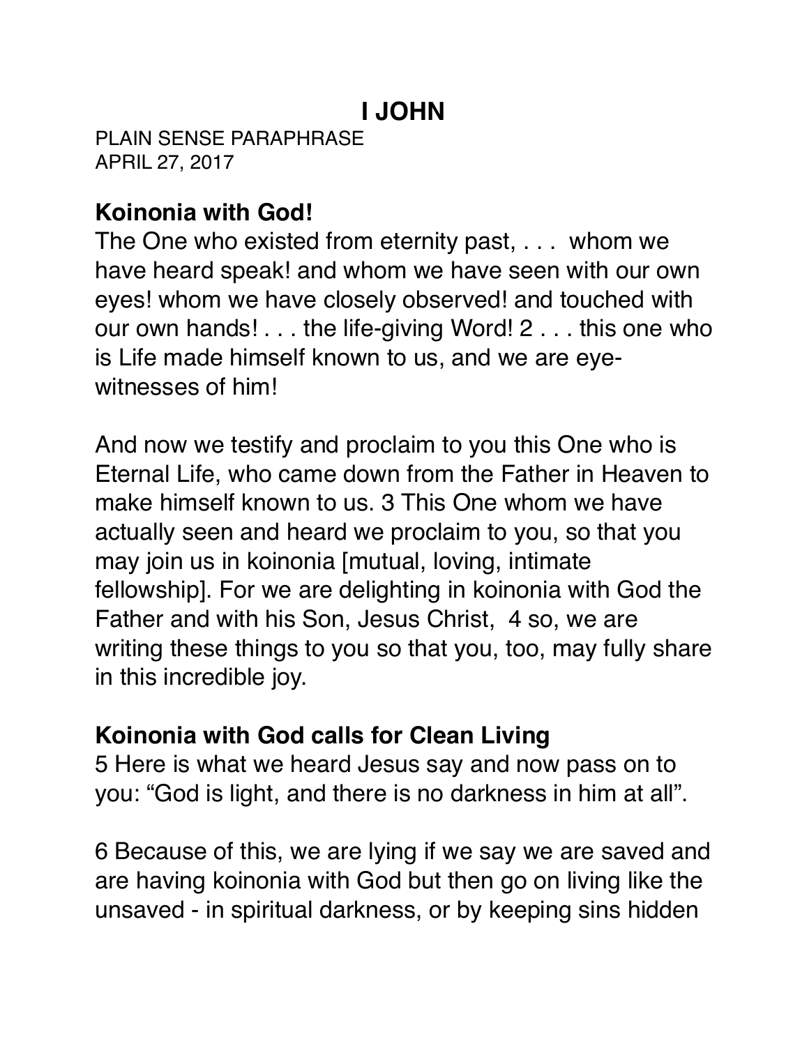# I JOHN

PLAIN SENSE PARAPHRASE
APRIL 27, 2017

## Koinonia with God!

The One who existed from eternity past, . . . whom we have heard speak! and whom we have seen with our own eyes! whom we have closely observed! and touched with our own hands! . . . the life-giving Word! 2 . . . this one who is Life made himself known to us, and we are eye-witnesses of him!

And now we testify and proclaim to you this One who is Eternal Life, who came down from the Father in Heaven to make himself known to us. 3 This One whom we have actually seen and heard we proclaim to you, so that you may join us in koinonia [mutual, loving, intimate fellowship]. For we are delighting in koinonia with God the Father and with his Son, Jesus Christ, 4 so, we are writing these things to you so that you, too, may fully share in this incredible joy.

## Koinonia with God calls for Clean Living

5 Here is what we heard Jesus say and now pass on to you: "God is light, and there is no darkness in him at all".

6 Because of this, we are lying if we say we are saved and are having koinonia with God but then go on living like the unsaved - in spiritual darkness, or by keeping sins hidden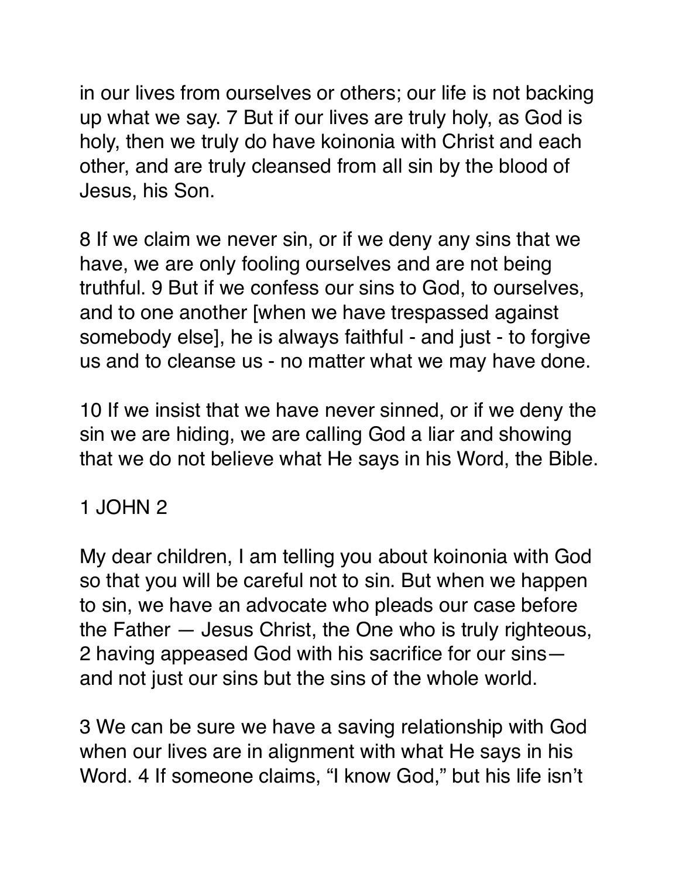in our lives from ourselves or others; our life is not backing up what we say. 7 But if our lives are truly holy, as God is holy, then we truly do have koinonia with Christ and each other, and are truly cleansed from all sin by the blood of Jesus, his Son.

8 If we claim we never sin, or if we deny any sins that we have, we are only fooling ourselves and are not being truthful. 9 But if we confess our sins to God, to ourselves, and to one another [when we have trespassed against somebody else], he is always faithful - and just - to forgive us and to cleanse us - no matter what we may have done.

10 If we insist that we have never sinned, or if we deny the sin we are hiding, we are calling God a liar and showing that we do not believe what He says in his Word, the Bible.

## 1 JOHN 2

My dear children, I am telling you about koinonia with God so that you will be careful not to sin. But when we happen to sin, we have an advocate who pleads our case before the Father — Jesus Christ, the One who is truly righteous, 2 having appeased God with his sacrifice for our sins— and not just our sins but the sins of the whole world.

3 We can be sure we have a saving relationship with God when our lives are in alignment with what He says in his Word. 4 If someone claims, “I know God,” but his life isn’t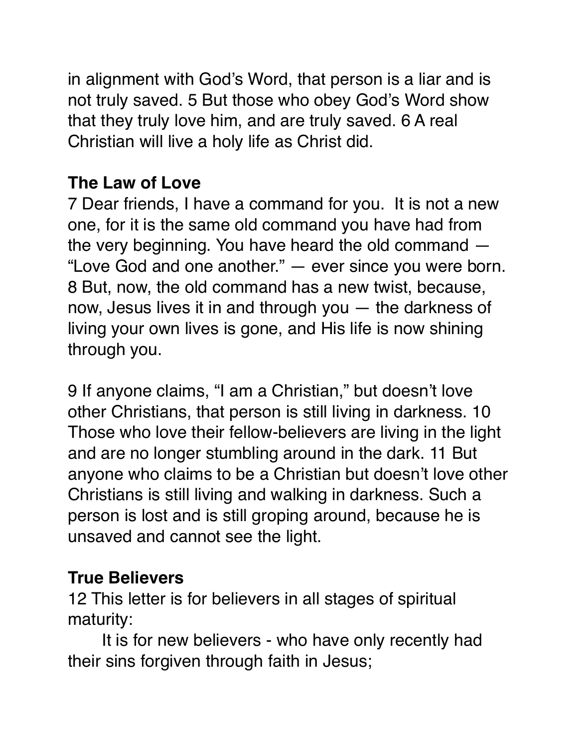in alignment with God's Word, that person is a liar and is not truly saved. 5 But those who obey God's Word show that they truly love him, and are truly saved. 6 A real Christian will live a holy life as Christ did.

**The Law of Love**

7 Dear friends, I have a command for you.  It is not a new one, for it is the same old command you have had from the very beginning. You have heard the old command — "Love God and one another." — ever since you were born. 8 But, now, the old command has a new twist, because, now, Jesus lives it in and through you — the darkness of living your own lives is gone, and His life is now shining through you.

9 If anyone claims, "I am a Christian," but doesn't love other Christians, that person is still living in darkness. 10 Those who love their fellow-believers are living in the light and are no longer stumbling around in the dark. 11 But anyone who claims to be a Christian but doesn't love other Christians is still living and walking in darkness. Such a person is lost and is still groping around, because he is unsaved and cannot see the light.

**True Believers**

12 This letter is for believers in all stages of spiritual maturity:

It is for new believers - who have only recently had their sins forgiven through faith in Jesus;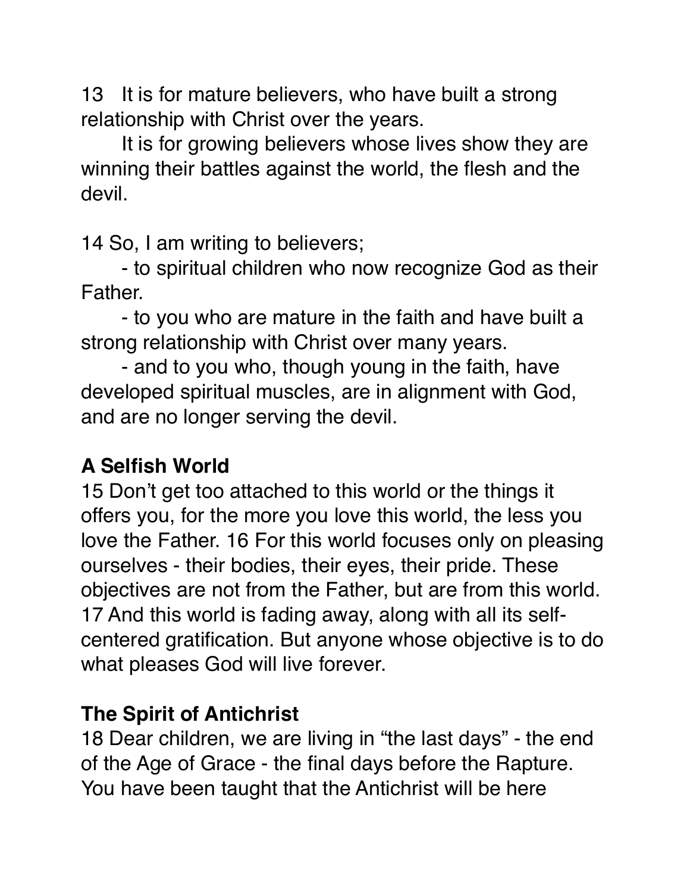13 It is for mature believers, who have built a strong relationship with Christ over the years.

It is for growing believers whose lives show they are winning their battles against the world, the flesh and the devil.

14 So, I am writing to believers;

- to spiritual children who now recognize God as their Father.
- to you who are mature in the faith and have built a strong relationship with Christ over many years.
- and to you who, though young in the faith, have developed spiritual muscles, are in alignment with God, and are no longer serving the devil.

**A Selfish World**

15 Don't get too attached to this world or the things it offers you, for the more you love this world, the less you love the Father. 16 For this world focuses only on pleasing ourselves - their bodies, their eyes, their pride. These objectives are not from the Father, but are from this world. 17 And this world is fading away, along with all its self-centered gratification. But anyone whose objective is to do what pleases God will live forever.

**The Spirit of Antichrist**

18 Dear children, we are living in "the last days" - the end of the Age of Grace - the final days before the Rapture. You have been taught that the Antichrist will be here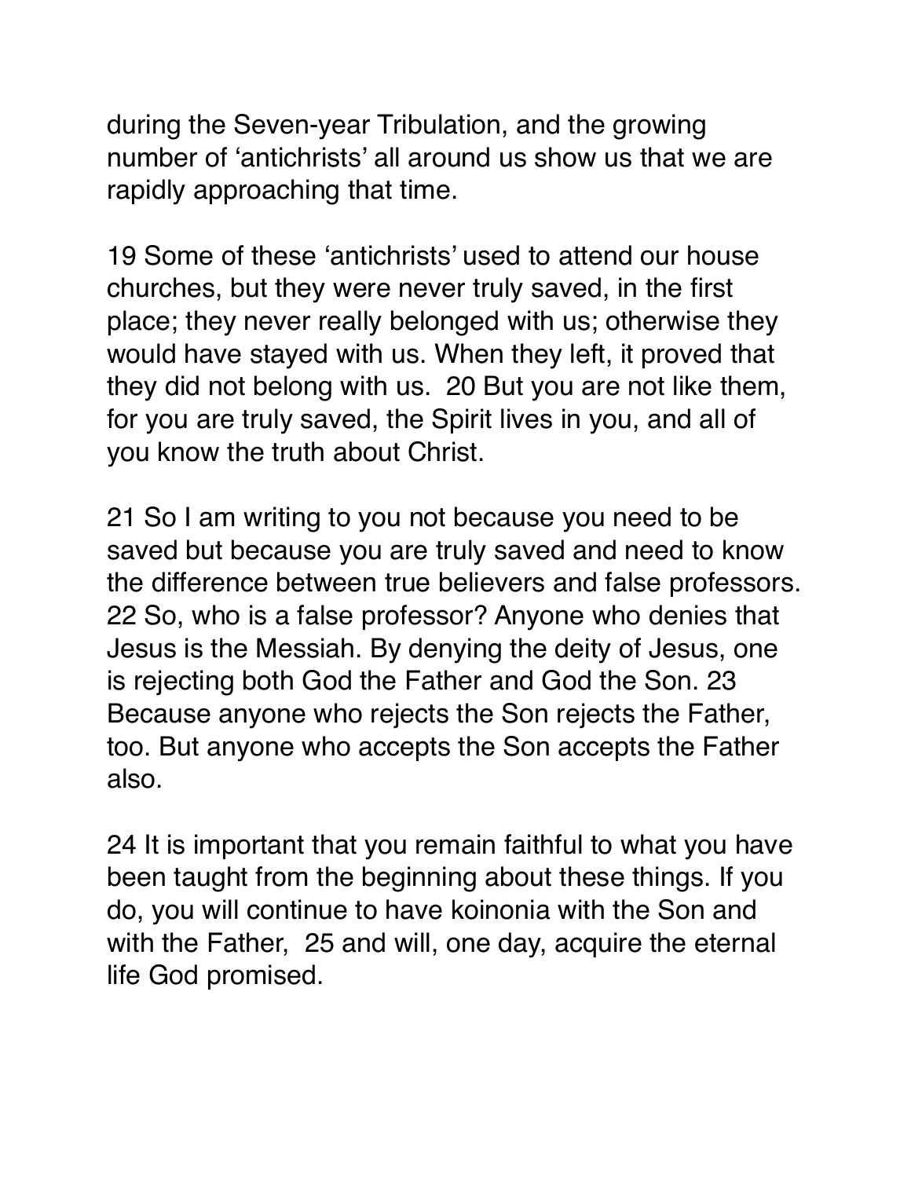during the Seven-year Tribulation, and the growing number of 'antichrists' all around us show us that we are rapidly approaching that time.

19 Some of these 'antichrists' used to attend our house churches, but they were never truly saved, in the first place; they never really belonged with us; otherwise they would have stayed with us. When they left, it proved that they did not belong with us. 20 But you are not like them, for you are truly saved, the Spirit lives in you, and all of you know the truth about Christ.

21 So I am writing to you not because you need to be saved but because you are truly saved and need to know the difference between true believers and false professors. 22 So, who is a false professor? Anyone who denies that Jesus is the Messiah. By denying the deity of Jesus, one is rejecting both God the Father and God the Son. 23 Because anyone who rejects the Son rejects the Father, too. But anyone who accepts the Son accepts the Father also.

24 It is important that you remain faithful to what you have been taught from the beginning about these things. If you do, you will continue to have koinonia with the Son and with the Father, 25 and will, one day, acquire the eternal life God promised.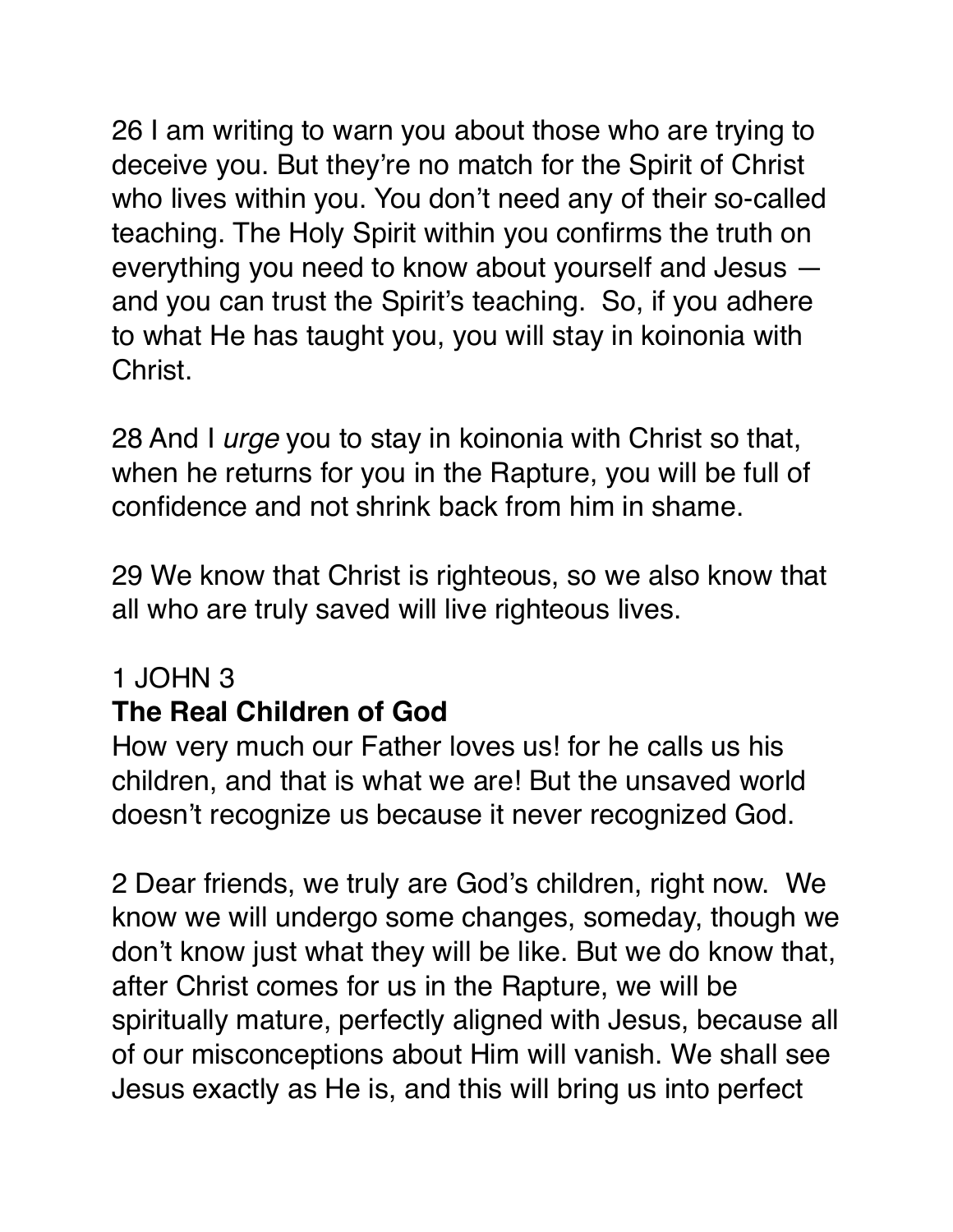26 I am writing to warn you about those who are trying to deceive you. But they're no match for the Spirit of Christ who lives within you. You don't need any of their so-called teaching. The Holy Spirit within you confirms the truth on everything you need to know about yourself and Jesus — and you can trust the Spirit's teaching.  So, if you adhere to what He has taught you, you will stay in koinonia with Christ.

28 And I *urge* you to stay in koinonia with Christ so that, when he returns for you in the Rapture, you will be full of confidence and not shrink back from him in shame.

29 We know that Christ is righteous, so we also know that all who are truly saved will live righteous lives.

1 JOHN 3

**The Real Children of God**

How very much our Father loves us! for he calls us his children, and that is what we are! But the unsaved world doesn't recognize us because it never recognized God.

2 Dear friends, we truly are God's children, right now.  We know we will undergo some changes, someday, though we don't know just what they will be like. But we do know that, after Christ comes for us in the Rapture, we will be spiritually mature, perfectly aligned with Jesus, because all of our misconceptions about Him will vanish. We shall see Jesus exactly as He is, and this will bring us into perfect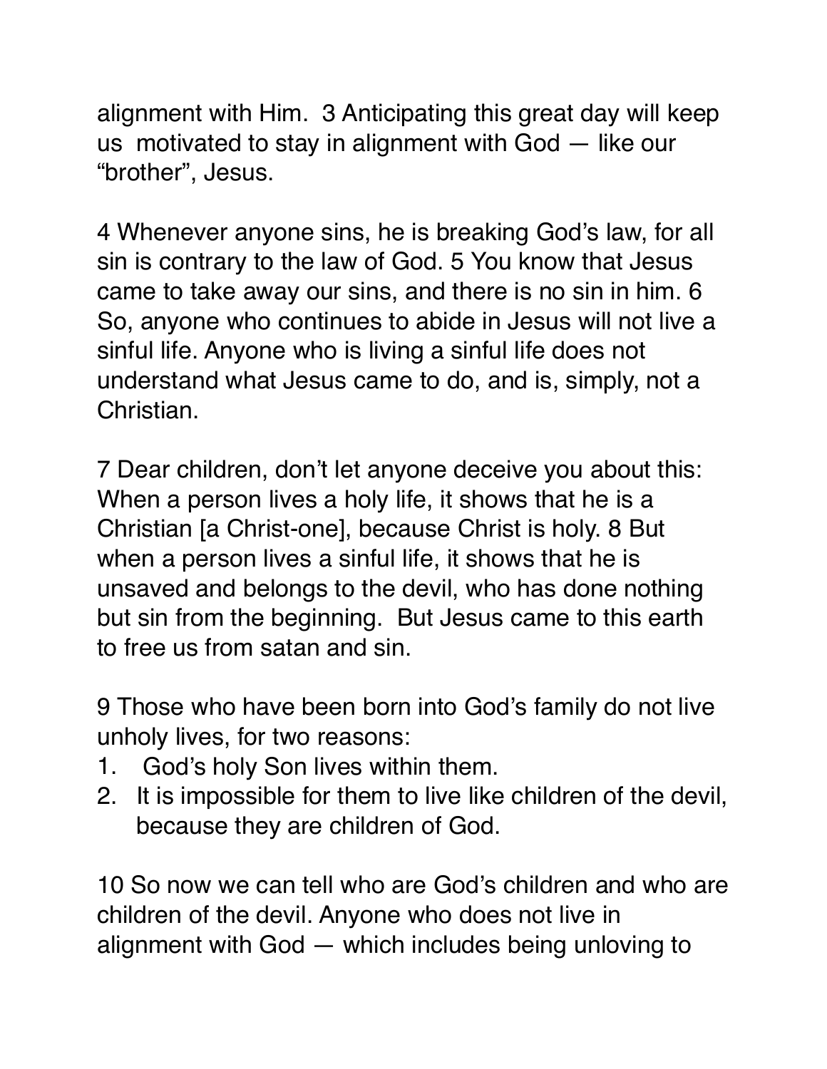alignment with Him.  3 Anticipating this great day will keep us  motivated to stay in alignment with God — like our "brother", Jesus.

4 Whenever anyone sins, he is breaking God's law, for all sin is contrary to the law of God. 5 You know that Jesus came to take away our sins, and there is no sin in him. 6 So, anyone who continues to abide in Jesus will not live a sinful life. Anyone who is living a sinful life does not understand what Jesus came to do, and is, simply, not a Christian.

7 Dear children, don't let anyone deceive you about this: When a person lives a holy life, it shows that he is a Christian [a Christ-one], because Christ is holy. 8 But when a person lives a sinful life, it shows that he is unsaved and belongs to the devil, who has done nothing but sin from the beginning.  But Jesus came to this earth to free us from satan and sin.

9 Those who have been born into God's family do not live unholy lives, for two reasons:

1. God's holy Son lives within them.
2. It is impossible for them to live like children of the devil, because they are children of God.

10 So now we can tell who are God's children and who are children of the devil. Anyone who does not live in alignment with God — which includes being unloving to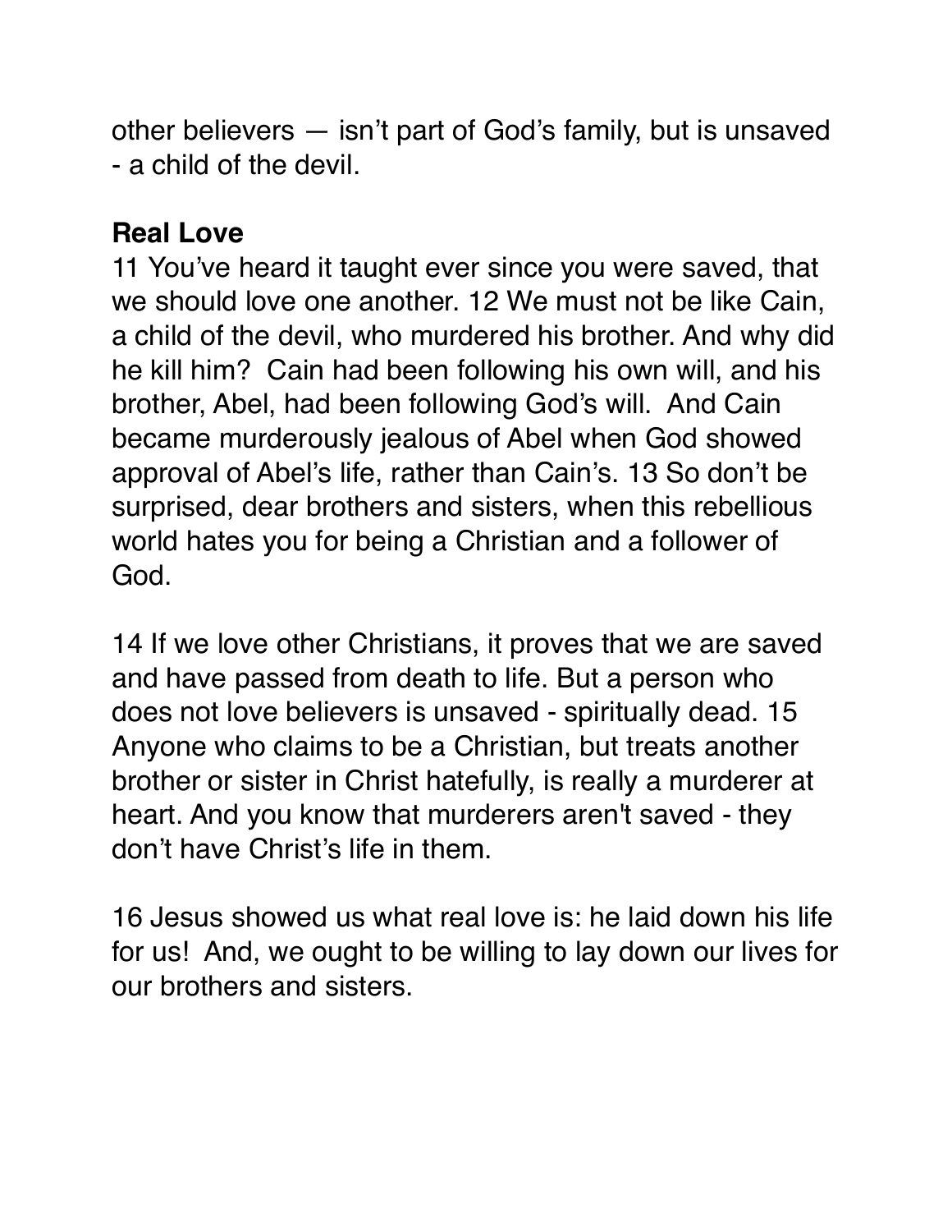other believers — isn't part of God's family, but is unsaved - a child of the devil.

**Real Love**

11 You've heard it taught ever since you were saved, that we should love one another. 12 We must not be like Cain, a child of the devil, who murdered his brother. And why did he kill him? Cain had been following his own will, and his brother, Abel, had been following God's will. And Cain became murderously jealous of Abel when God showed approval of Abel's life, rather than Cain's. 13 So don't be surprised, dear brothers and sisters, when this rebellious world hates you for being a Christian and a follower of God.

14 If we love other Christians, it proves that we are saved and have passed from death to life. But a person who does not love believers is unsaved - spiritually dead. 15 Anyone who claims to be a Christian, but treats another brother or sister in Christ hatefully, is really a murderer at heart. And you know that murderers aren't saved - they don't have Christ's life in them.

16 Jesus showed us what real love is: he laid down his life for us! And, we ought to be willing to lay down our lives for our brothers and sisters.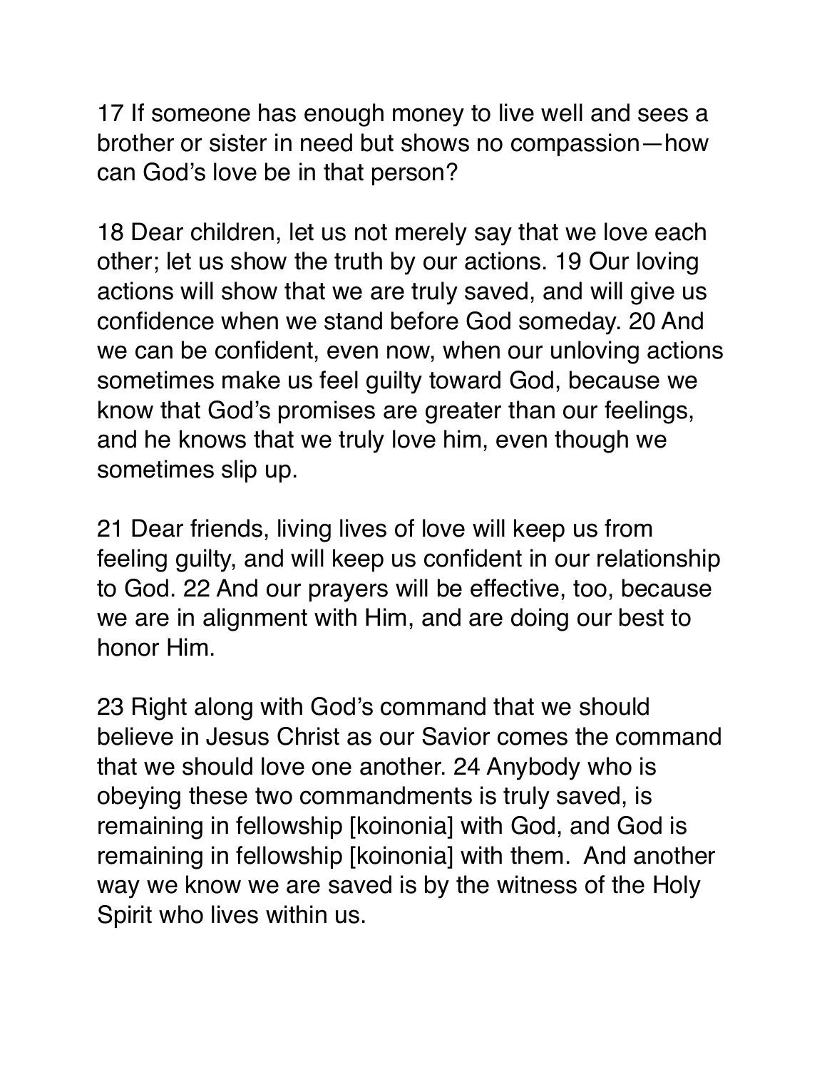17 If someone has enough money to live well and sees a brother or sister in need but shows no compassion—how can God's love be in that person?

18 Dear children, let us not merely say that we love each other; let us show the truth by our actions. 19 Our loving actions will show that we are truly saved, and will give us confidence when we stand before God someday. 20 And we can be confident, even now, when our unloving actions sometimes make us feel guilty toward God, because we know that God's promises are greater than our feelings, and he knows that we truly love him, even though we sometimes slip up.

21 Dear friends, living lives of love will keep us from feeling guilty, and will keep us confident in our relationship to God. 22 And our prayers will be effective, too, because we are in alignment with Him, and are doing our best to honor Him.

23 Right along with God's command that we should believe in Jesus Christ as our Savior comes the command that we should love one another. 24 Anybody who is obeying these two commandments is truly saved, is remaining in fellowship [koinonia] with God, and God is remaining in fellowship [koinonia] with them. And another way we know we are saved is by the witness of the Holy Spirit who lives within us.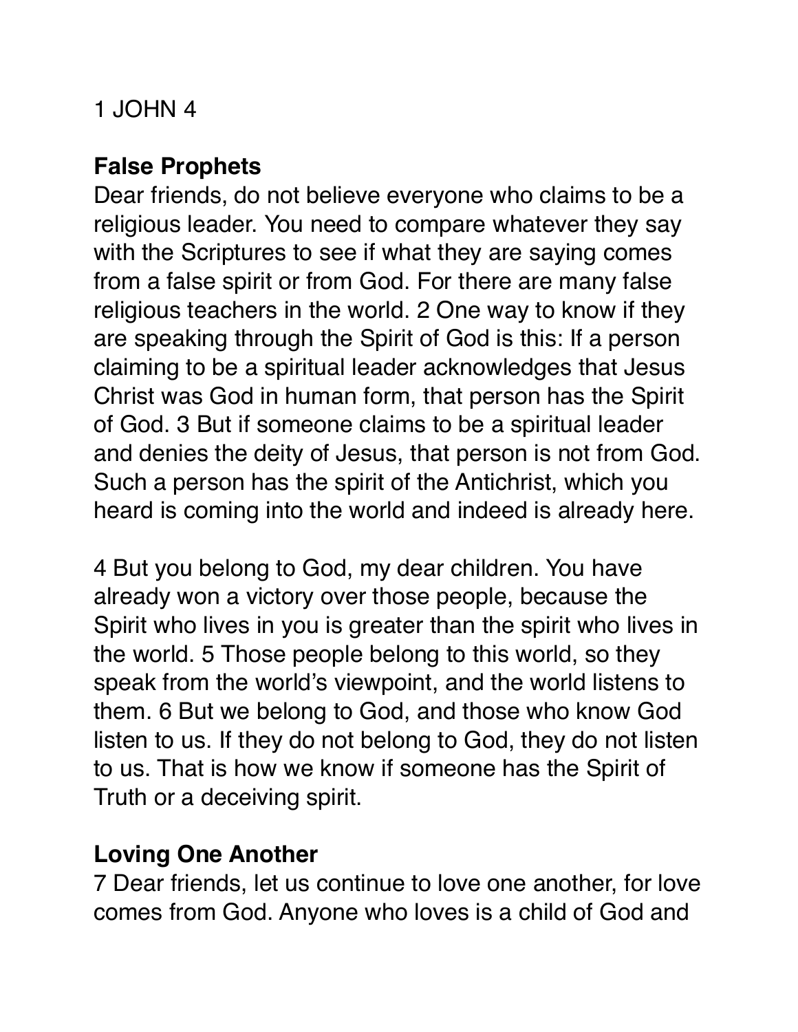1 JOHN 4

**False Prophets**

Dear friends, do not believe everyone who claims to be a religious leader. You need to compare whatever they say with the Scriptures to see if what they are saying comes from a false spirit or from God. For there are many false religious teachers in the world. 2 One way to know if they are speaking through the Spirit of God is this: If a person claiming to be a spiritual leader acknowledges that Jesus Christ was God in human form, that person has the Spirit of God. 3 But if someone claims to be a spiritual leader and denies the deity of Jesus, that person is not from God. Such a person has the spirit of the Antichrist, which you heard is coming into the world and indeed is already here.

4 But you belong to God, my dear children. You have already won a victory over those people, because the Spirit who lives in you is greater than the spirit who lives in the world. 5 Those people belong to this world, so they speak from the world's viewpoint, and the world listens to them. 6 But we belong to God, and those who know God listen to us. If they do not belong to God, they do not listen to us. That is how we know if someone has the Spirit of Truth or a deceiving spirit.

**Loving One Another**

7 Dear friends, let us continue to love one another, for love comes from God. Anyone who loves is a child of God and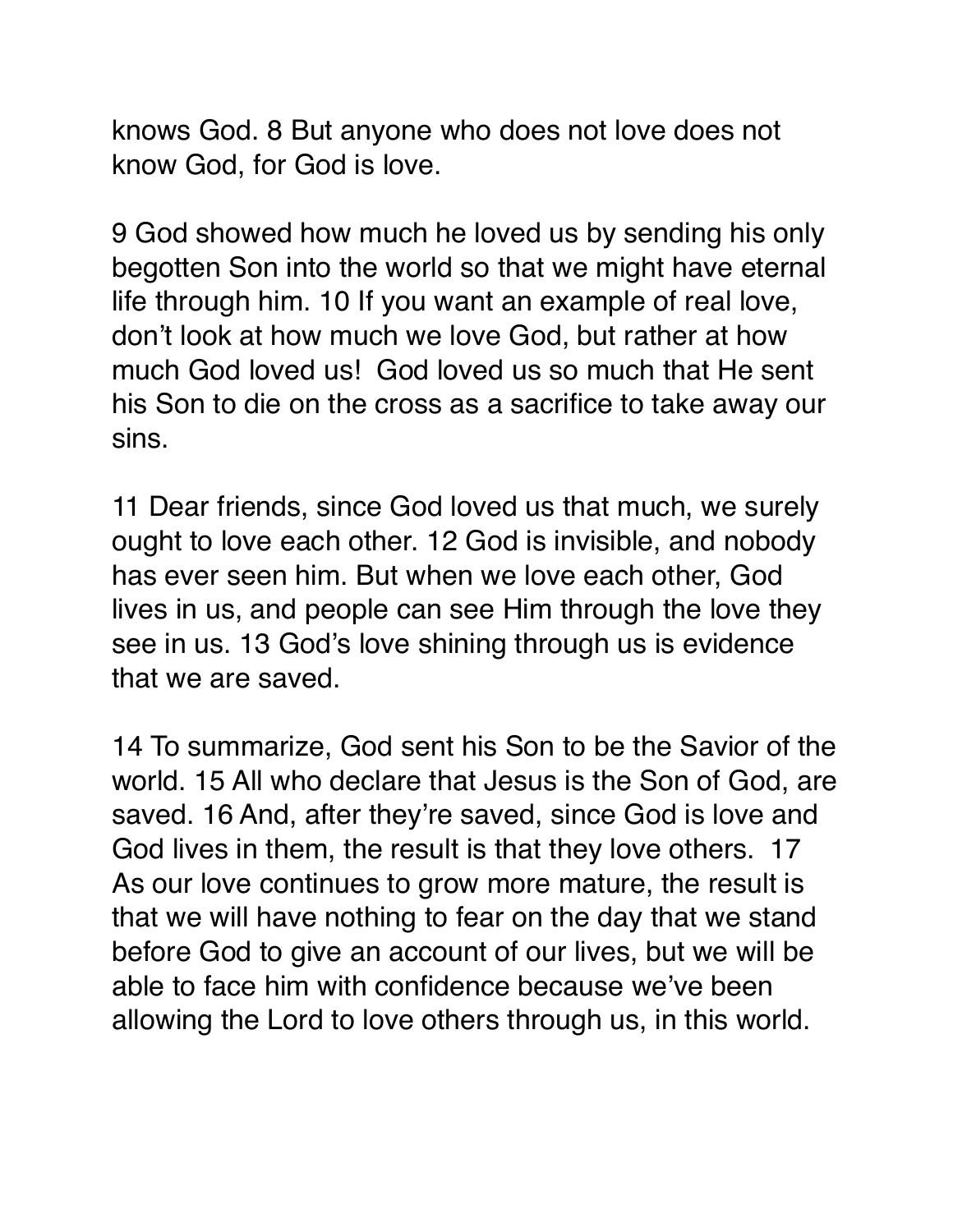knows God. 8 But anyone who does not love does not know God, for God is love.

9 God showed how much he loved us by sending his only begotten Son into the world so that we might have eternal life through him. 10 If you want an example of real love, don't look at how much we love God, but rather at how much God loved us! God loved us so much that He sent his Son to die on the cross as a sacrifice to take away our sins.

11 Dear friends, since God loved us that much, we surely ought to love each other. 12 God is invisible, and nobody has ever seen him. But when we love each other, God lives in us, and people can see Him through the love they see in us. 13 God's love shining through us is evidence that we are saved.

14 To summarize, God sent his Son to be the Savior of the world. 15 All who declare that Jesus is the Son of God, are saved. 16 And, after they're saved, since God is love and God lives in them, the result is that they love others. 17 As our love continues to grow more mature, the result is that we will have nothing to fear on the day that we stand before God to give an account of our lives, but we will be able to face him with confidence because we've been allowing the Lord to love others through us, in this world.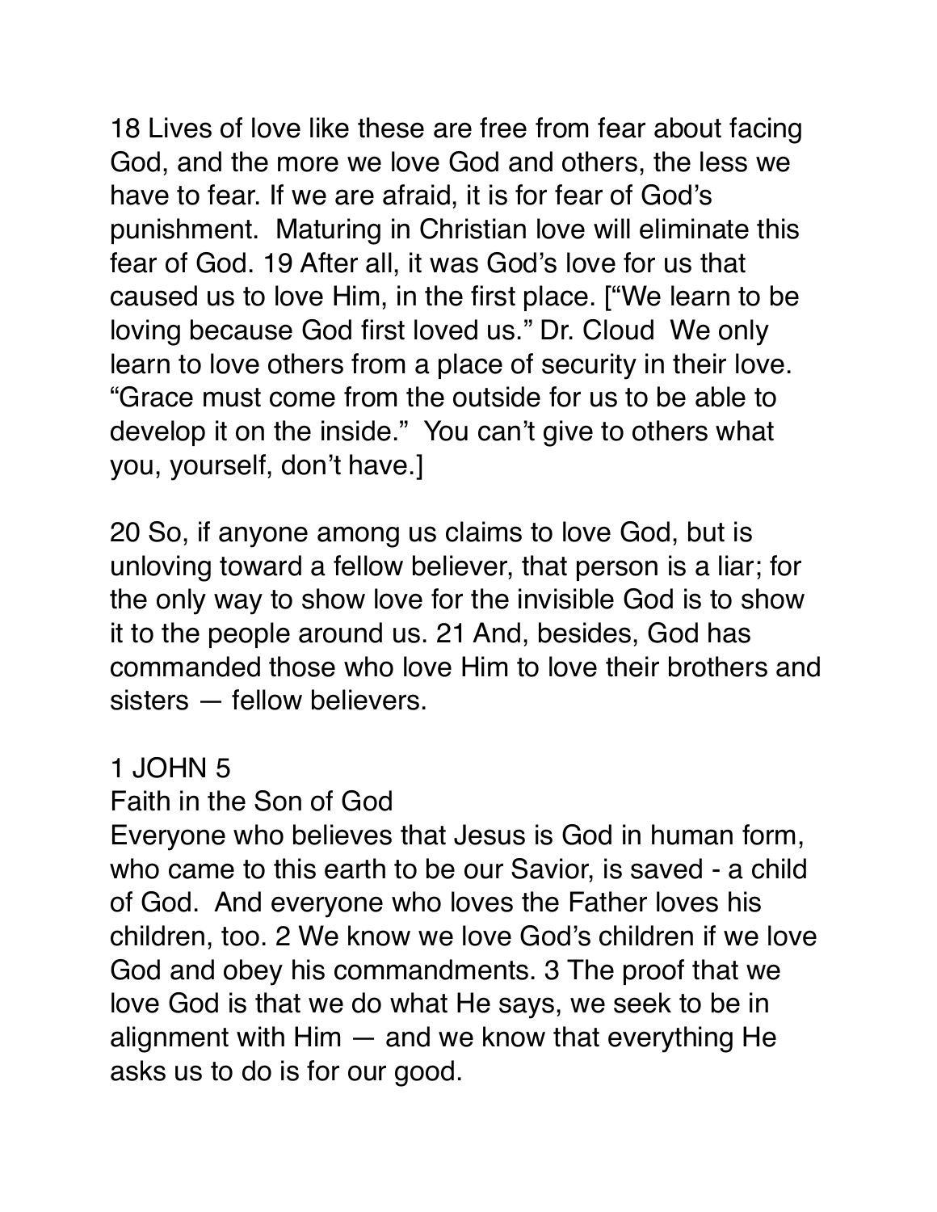18 Lives of love like these are free from fear about facing God, and the more we love God and others, the less we have to fear. If we are afraid, it is for fear of God's punishment.  Maturing in Christian love will eliminate this fear of God. 19 After all, it was God's love for us that caused us to love Him, in the first place. ["We learn to be loving because God first loved us." Dr. Cloud  We only learn to love others from a place of security in their love. "Grace must come from the outside for us to be able to develop it on the inside."  You can't give to others what you, yourself, don't have.]

20 So, if anyone among us claims to love God, but is unloving toward a fellow believer, that person is a liar; for the only way to show love for the invisible God is to show it to the people around us. 21 And, besides, God has commanded those who love Him to love their brothers and sisters — fellow believers.

1 JOHN 5

Faith in the Son of God

Everyone who believes that Jesus is God in human form, who came to this earth to be our Savior, is saved - a child of God.  And everyone who loves the Father loves his children, too. 2 We know we love God's children if we love God and obey his commandments. 3 The proof that we love God is that we do what He says, we seek to be in alignment with Him — and we know that everything He asks us to do is for our good.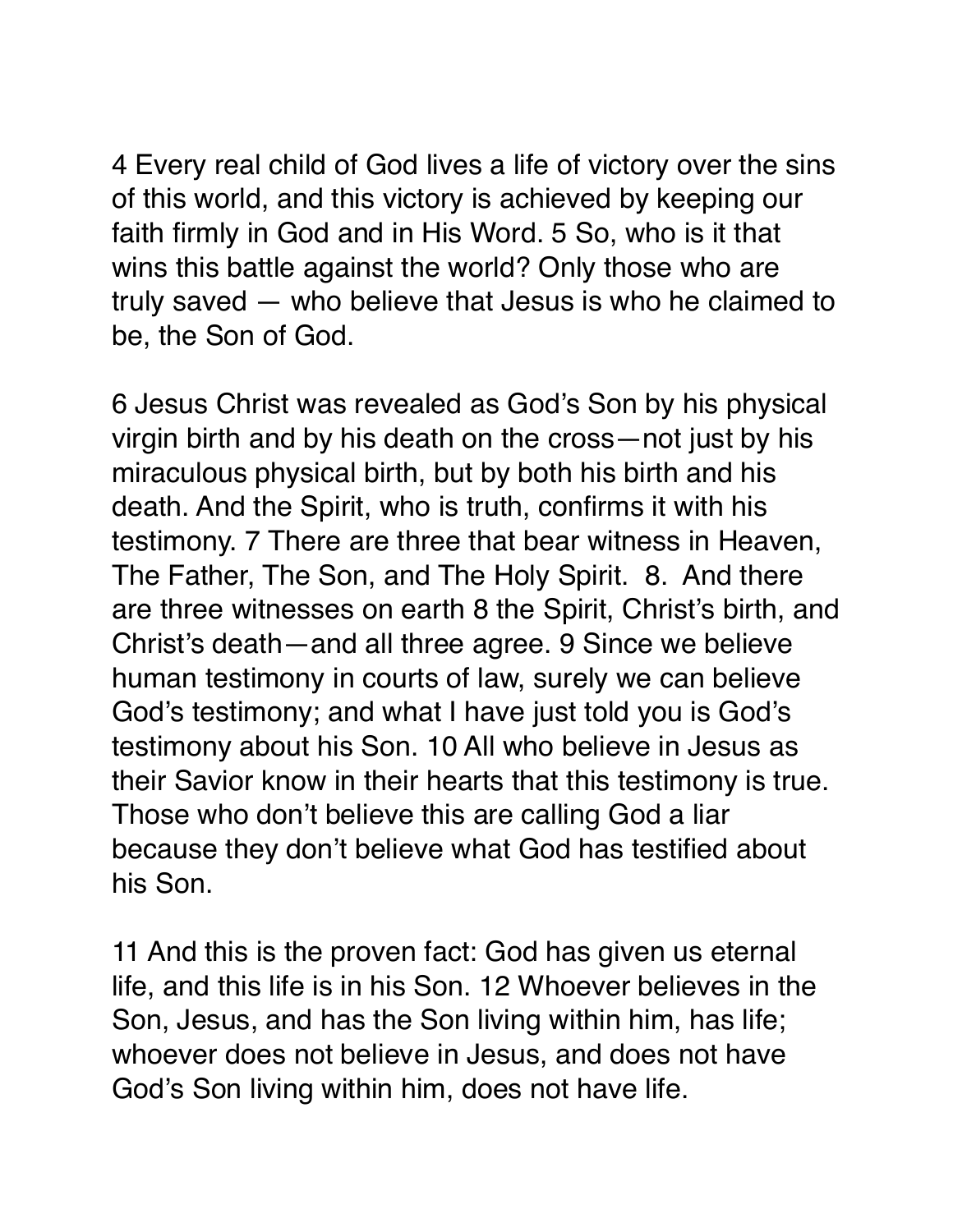4 Every real child of God lives a life of victory over the sins of this world, and this victory is achieved by keeping our faith firmly in God and in His Word. 5 So, who is it that wins this battle against the world? Only those who are truly saved — who believe that Jesus is who he claimed to be, the Son of God.

6 Jesus Christ was revealed as God's Son by his physical virgin birth and by his death on the cross—not just by his miraculous physical birth, but by both his birth and his death. And the Spirit, who is truth, confirms it with his testimony. 7 There are three that bear witness in Heaven, The Father, The Son, and The Holy Spirit.  8.  And there are three witnesses on earth 8 the Spirit, Christ's birth, and Christ's death—and all three agree. 9 Since we believe human testimony in courts of law, surely we can believe God's testimony; and what I have just told you is God's testimony about his Son. 10 All who believe in Jesus as their Savior know in their hearts that this testimony is true. Those who don't believe this are calling God a liar because they don't believe what God has testified about his Son.

11 And this is the proven fact: God has given us eternal life, and this life is in his Son. 12 Whoever believes in the Son, Jesus, and has the Son living within him, has life; whoever does not believe in Jesus, and does not have God's Son living within him, does not have life.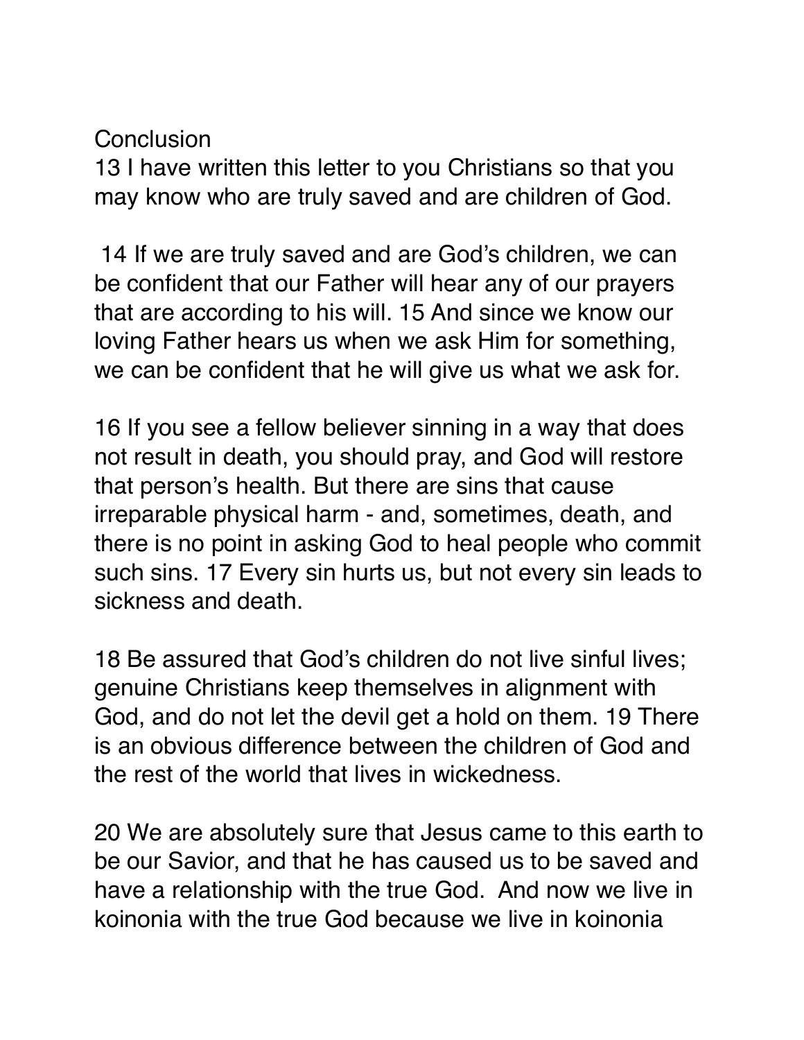## Conclusion

13 I have written this letter to you Christians so that you may know who are truly saved and are children of God.

14 If we are truly saved and are God's children, we can be confident that our Father will hear any of our prayers that are according to his will. 15 And since we know our loving Father hears us when we ask Him for something, we can be confident that he will give us what we ask for.

16 If you see a fellow believer sinning in a way that does not result in death, you should pray, and God will restore that person's health. But there are sins that cause irreparable physical harm - and, sometimes, death, and there is no point in asking God to heal people who commit such sins. 17 Every sin hurts us, but not every sin leads to sickness and death.

18 Be assured that God's children do not live sinful lives; genuine Christians keep themselves in alignment with God, and do not let the devil get a hold on them. 19 There is an obvious difference between the children of God and the rest of the world that lives in wickedness.

20 We are absolutely sure that Jesus came to this earth to be our Savior, and that he has caused us to be saved and have a relationship with the true God. And now we live in koinonia with the true God because we live in koinonia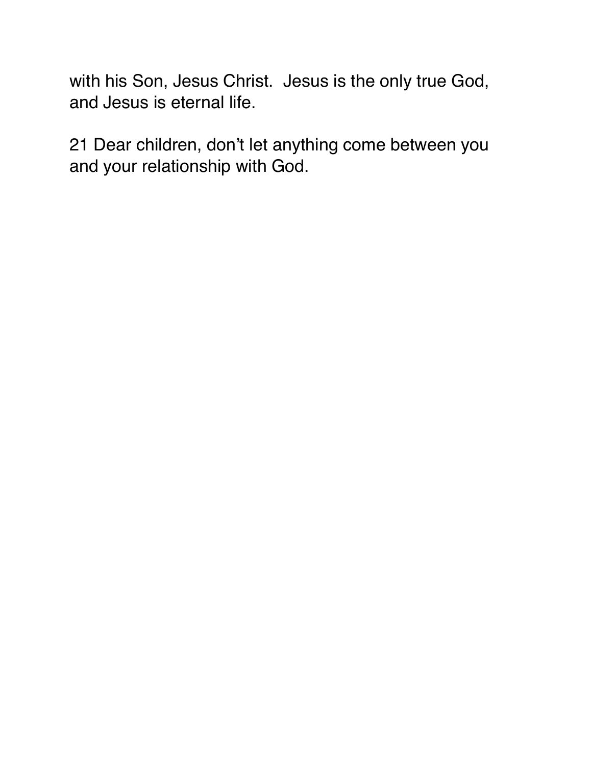with his Son, Jesus Christ.  Jesus is the only true God, and Jesus is eternal life.

21 Dear children, don't let anything come between you and your relationship with God.